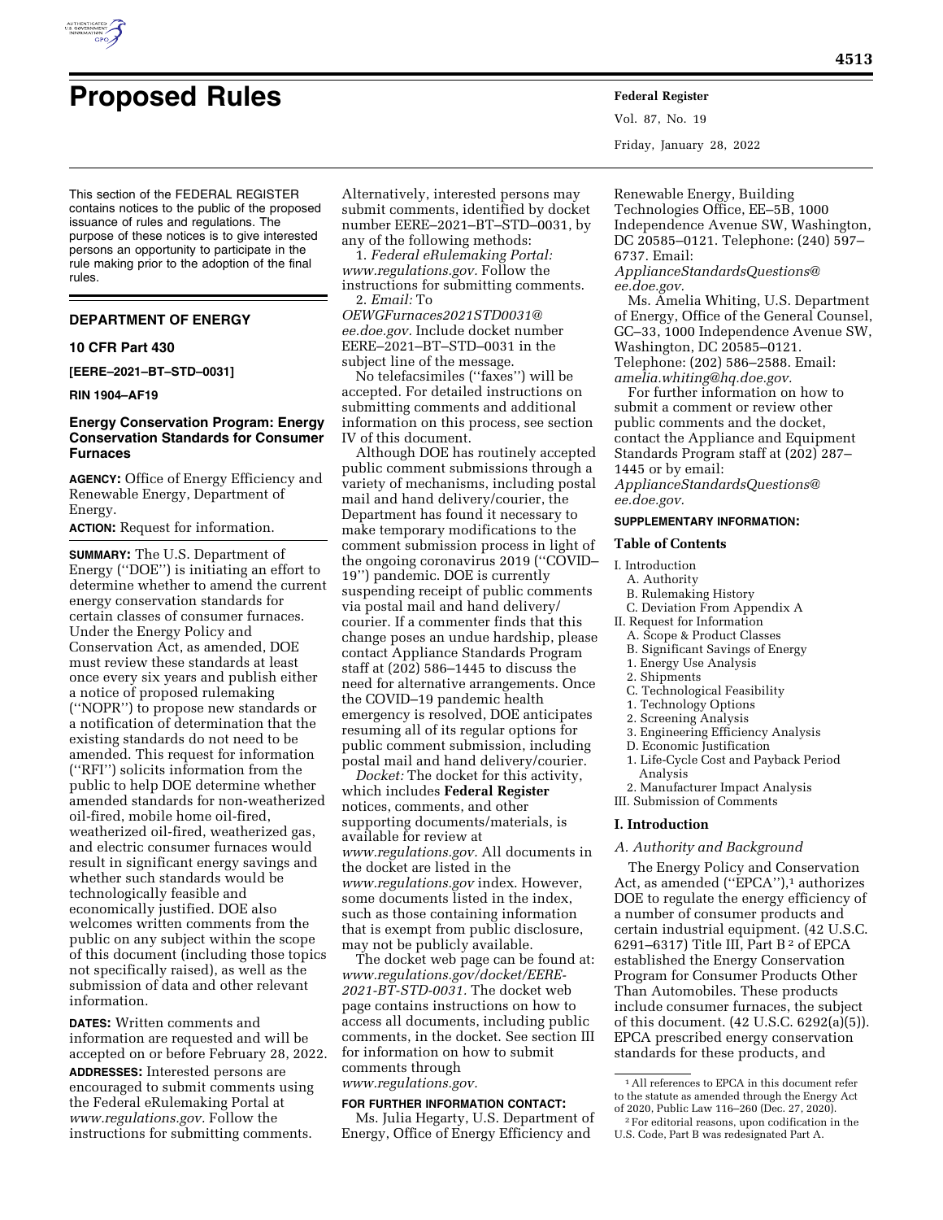# Proposed Rules

This section of the FEDERAL REGISTER contains notices to the public of the proposed issuance of rules and regulations. The purpose of these notices is to give interested persons an opportunity to participate in the rule making prior to the adoption of the final rules.

## DEPARTMENT OF ENERGY

### 10 CFR Part 430

**[EERE–2021–BT–STD–0031]**

**RIN 1904–AF19**

### Energy Conservation Program: Energy Conservation Standards for Consumer Furnaces

**AGENCY:** Office of Energy Efficiency and Renewable Energy, Department of Energy.

**ACTION:** Request for information.

**SUMMARY:** The U.S. Department of Energy (''DOE'') is initiating an effort to determine whether to amend the current energy conservation standards for certain classes of consumer furnaces. Under the Energy Policy and Conservation Act, as amended, DOE must review these standards at least once every six years and publish either a notice of proposed rulemaking (''NOPR'') to propose new standards or a notification of determination that the existing standards do not need to be amended. This request for information (''RFI'') solicits information from the public to help DOE determine whether amended standards for non-weatherized oil-fired, mobile home oil-fired, weatherized oil-fired, weatherized gas, and electric consumer furnaces would result in significant energy savings and whether such standards would be technologically feasible and economically justified. DOE also welcomes written comments from the public on any subject within the scope of this document (including those topics not specifically raised), as well as the submission of data and other relevant information.

**DATES:** Written comments and information are requested and will be accepted on or before February 28, 2022.

**ADDRESSES:** Interested persons are encouraged to submit comments using the Federal eRulemaking Portal at *www.regulations.gov.* Follow the instructions for submitting comments. Alternatively, interested persons may submit comments, identified by docket number EERE–2021–BT–STD–0031, by any of the following methods:

1. *Federal eRulemaking Portal: www.regulations.gov.* Follow the instructions for submitting comments.
2. *Email:* To *OEWGFurnaces2021STD0031@ee.doe.gov.* Include docket number EERE–2021–BT–STD–0031 in the subject line of the message.

No telefacsimiles (''faxes'') will be accepted. For detailed instructions on submitting comments and additional information on this process, see section IV of this document.

Although DOE has routinely accepted public comment submissions through a variety of mechanisms, including postal mail and hand delivery/courier, the Department has found it necessary to make temporary modifications to the comment submission process in light of the ongoing coronavirus 2019 (''COVID–19'') pandemic. DOE is currently suspending receipt of public comments via postal mail and hand delivery/courier. If a commenter finds that this change poses an undue hardship, please contact Appliance Standards Program staff at (202) 586–1445 to discuss the need for alternative arrangements. Once the COVID–19 pandemic health emergency is resolved, DOE anticipates resuming all of its regular options for public comment submission, including postal mail and hand delivery/courier.

*Docket:* The docket for this activity, which includes **Federal Register** notices, comments, and other supporting documents/materials, is available for review at *www.regulations.gov.* All documents in the docket are listed in the *www.regulations.gov* index. However, some documents listed in the index, such as those containing information that is exempt from public disclosure, may not be publicly available.

The docket web page can be found at: *www.regulations.gov/docket/EERE-2021-BT-STD-0031.* The docket web page contains instructions on how to access all documents, including public comments, in the docket. See section III for information on how to submit comments through *www.regulations.gov.*

**FOR FURTHER INFORMATION CONTACT:**

Ms. Julia Hegarty, U.S. Department of Energy, Office of Energy Efficiency and Renewable Energy, Building Technologies Office, EE–5B, 1000 Independence Avenue SW, Washington, DC 20585–0121. Telephone: (240) 597–6737. Email: *ApplianceStandardsQuestions@ee.doe.gov.*

Ms. Amelia Whiting, U.S. Department of Energy, Office of the General Counsel, GC–33, 1000 Independence Avenue SW, Washington, DC 20585–0121. Telephone: (202) 586–2588. Email: *amelia.whiting@hq.doe.gov.*

For further information on how to submit a comment or review other public comments and the docket, contact the Appliance and Equipment Standards Program staff at (202) 287–1445 or by email: *ApplianceStandardsQuestions@ee.doe.gov.*

**SUPPLEMENTARY INFORMATION:**

**Table of Contents**

- I. Introduction
  - A. Authority
  - B. Rulemaking History
  - C. Deviation From Appendix A
- II. Request for Information
  - A. Scope & Product Classes
  - B. Significant Savings of Energy
    1. Energy Use Analysis
    2. Shipments
  - C. Technological Feasibility
    1. Technology Options
    2. Screening Analysis
    3. Engineering Efficiency Analysis
  - D. Economic Justification
    1. Life-Cycle Cost and Payback Period Analysis
    2. Manufacturer Impact Analysis
- III. Submission of Comments

## I. Introduction

### A. Authority and Background

The Energy Policy and Conservation Act, as amended (''EPCA''),[1] authorizes DOE to regulate the energy efficiency of a number of consumer products and certain industrial equipment. (42 U.S.C. 6291–6317) Title III, Part B [2] of EPCA established the Energy Conservation Program for Consumer Products Other Than Automobiles. These products include consumer furnaces, the subject of this document. (42 U.S.C. 6292(a)(5)). EPCA prescribed energy conservation standards for these products, and

[1] All references to EPCA in this document refer to the statute as amended through the Energy Act of 2020, Public Law 116–260 (Dec. 27, 2020).

[2] For editorial reasons, upon codification in the U.S. Code, Part B was redesignated Part A.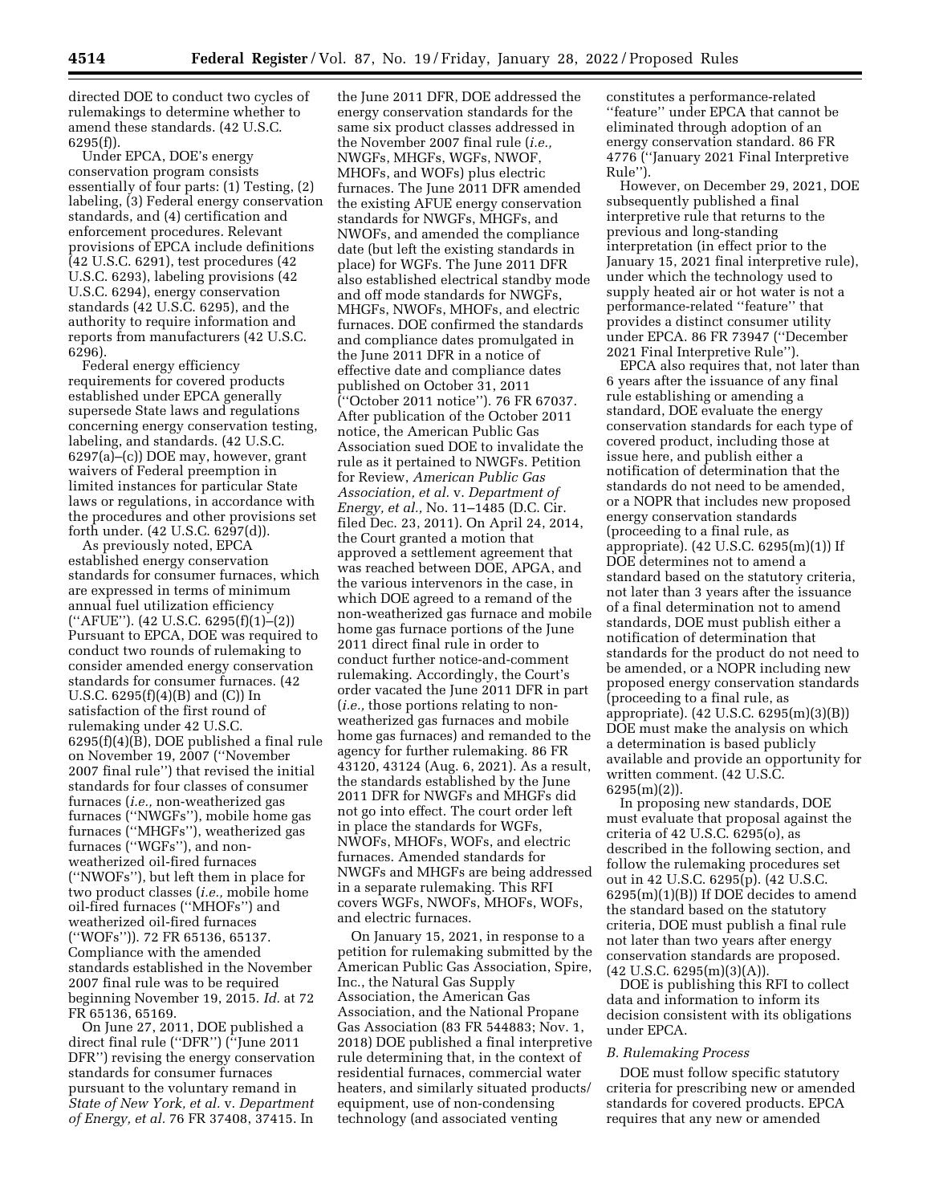directed DOE to conduct two cycles of rulemakings to determine whether to amend these standards. (42 U.S.C. 6295(f)).

Under EPCA, DOE's energy conservation program consists essentially of four parts: (1) Testing, (2) labeling, (3) Federal energy conservation standards, and (4) certification and enforcement procedures. Relevant provisions of EPCA include definitions (42 U.S.C. 6291), test procedures (42 U.S.C. 6293), labeling provisions (42 U.S.C. 6294), energy conservation standards (42 U.S.C. 6295), and the authority to require information and reports from manufacturers (42 U.S.C. 6296).

Federal energy efficiency requirements for covered products established under EPCA generally supersede State laws and regulations concerning energy conservation testing, labeling, and standards. (42 U.S.C. 6297(a)–(c)) DOE may, however, grant waivers of Federal preemption in limited instances for particular State laws or regulations, in accordance with the procedures and other provisions set forth under. (42 U.S.C. 6297(d)).

As previously noted, EPCA established energy conservation standards for consumer furnaces, which are expressed in terms of minimum annual fuel utilization efficiency (''AFUE''). (42 U.S.C. 6295(f)(1)–(2)) Pursuant to EPCA, DOE was required to conduct two rounds of rulemaking to consider amended energy conservation standards for consumer furnaces. (42 U.S.C. 6295(f)(4)(B) and (C)) In satisfaction of the first round of rulemaking under 42 U.S.C. 6295(f)(4)(B), DOE published a final rule on November 19, 2007 (''November 2007 final rule'') that revised the initial standards for four classes of consumer furnaces (*i.e.,* non-weatherized gas furnaces (''NWGFs''), mobile home gas furnaces (''MHGFs''), weatherized gas furnaces (''WGFs''), and non-weatherized oil-fired furnaces (''NWOFs''), but left them in place for two product classes (*i.e.,* mobile home oil-fired furnaces (''MHOFs'') and weatherized oil-fired furnaces (''WOFs'')). 72 FR 65136, 65137. Compliance with the amended standards established in the November 2007 final rule was to be required beginning November 19, 2015. *Id.* at 72 FR 65136, 65169.

On June 27, 2011, DOE published a direct final rule (''DFR'') (''June 2011 DFR'') revising the energy conservation standards for consumer furnaces pursuant to the voluntary remand in *State of New York, et al.* v. *Department of Energy, et al.* 76 FR 37408, 37415. In the June 2011 DFR, DOE addressed the energy conservation standards for the same six product classes addressed in the November 2007 final rule (*i.e.,* NWGFs, MHGFs, WGFs, NWOF, MHOFs, and WOFs) plus electric furnaces. The June 2011 DFR amended the existing AFUE energy conservation standards for NWGFs, MHGFs, and NWOFs, and amended the compliance date (but left the existing standards in place) for WGFs. The June 2011 DFR also established electrical standby mode and off mode standards for NWGFs, MHGFs, NWOFs, MHOFs, and electric furnaces. DOE confirmed the standards and compliance dates promulgated in the June 2011 DFR in a notice of effective date and compliance dates published on October 31, 2011 (''October 2011 notice''). 76 FR 67037. After publication of the October 2011 notice, the American Public Gas Association sued DOE to invalidate the rule as it pertained to NWGFs. Petition for Review, *American Public Gas Association, et al.* v. *Department of Energy, et al.,* No. 11–1485 (D.C. Cir. filed Dec. 23, 2011). On April 24, 2014, the Court granted a motion that approved a settlement agreement that was reached between DOE, APGA, and the various intervenors in the case, in which DOE agreed to a remand of the non-weatherized gas furnace and mobile home gas furnace portions of the June 2011 direct final rule in order to conduct further notice-and-comment rulemaking. Accordingly, the Court's order vacated the June 2011 DFR in part (*i.e.,* those portions relating to non-weatherized gas furnaces and mobile home gas furnaces) and remanded to the agency for further rulemaking. 86 FR 43120, 43124 (Aug. 6, 2021). As a result, the standards established by the June 2011 DFR for NWGFs and MHGFs did not go into effect. The court order left in place the standards for WGFs, NWOFs, MHOFs, WOFs, and electric furnaces. Amended standards for NWGFs and MHGFs are being addressed in a separate rulemaking. This RFI covers WGFs, NWOFs, MHOFs, WOFs, and electric furnaces.

On January 15, 2021, in response to a petition for rulemaking submitted by the American Public Gas Association, Spire, Inc., the Natural Gas Supply Association, the American Gas Association, and the National Propane Gas Association (83 FR 544883; Nov. 1, 2018) DOE published a final interpretive rule determining that, in the context of residential furnaces, commercial water heaters, and similarly situated products/equipment, use of non-condensing technology (and associated venting constitutes a performance-related ''feature'' under EPCA that cannot be eliminated through adoption of an energy conservation standard. 86 FR 4776 (''January 2021 Final Interpretive Rule'').

However, on December 29, 2021, DOE subsequently published a final interpretive rule that returns to the previous and long-standing interpretation (in effect prior to the January 15, 2021 final interpretive rule), under which the technology used to supply heated air or hot water is not a performance-related ''feature'' that provides a distinct consumer utility under EPCA. 86 FR 73947 (''December 2021 Final Interpretive Rule'').

EPCA also requires that, not later than 6 years after the issuance of any final rule establishing or amending a standard, DOE evaluate the energy conservation standards for each type of covered product, including those at issue here, and publish either a notification of determination that the standards do not need to be amended, or a NOPR that includes new proposed energy conservation standards (proceeding to a final rule, as appropriate). (42 U.S.C. 6295(m)(1)) If DOE determines not to amend a standard based on the statutory criteria, not later than 3 years after the issuance of a final determination not to amend standards, DOE must publish either a notification of determination that standards for the product do not need to be amended, or a NOPR including new proposed energy conservation standards (proceeding to a final rule, as appropriate). (42 U.S.C. 6295(m)(3)(B)) DOE must make the analysis on which a determination is based publicly available and provide an opportunity for written comment. (42 U.S.C. 6295(m)(2)).

In proposing new standards, DOE must evaluate that proposal against the criteria of 42 U.S.C. 6295(o), as described in the following section, and follow the rulemaking procedures set out in 42 U.S.C. 6295(p). (42 U.S.C. 6295(m)(1)(B)) If DOE decides to amend the standard based on the statutory criteria, DOE must publish a final rule not later than two years after energy conservation standards are proposed. (42 U.S.C. 6295(m)(3)(A)).

DOE is publishing this RFI to collect data and information to inform its decision consistent with its obligations under EPCA.

### *B. Rulemaking Process*

DOE must follow specific statutory criteria for prescribing new or amended standards for covered products. EPCA requires that any new or amended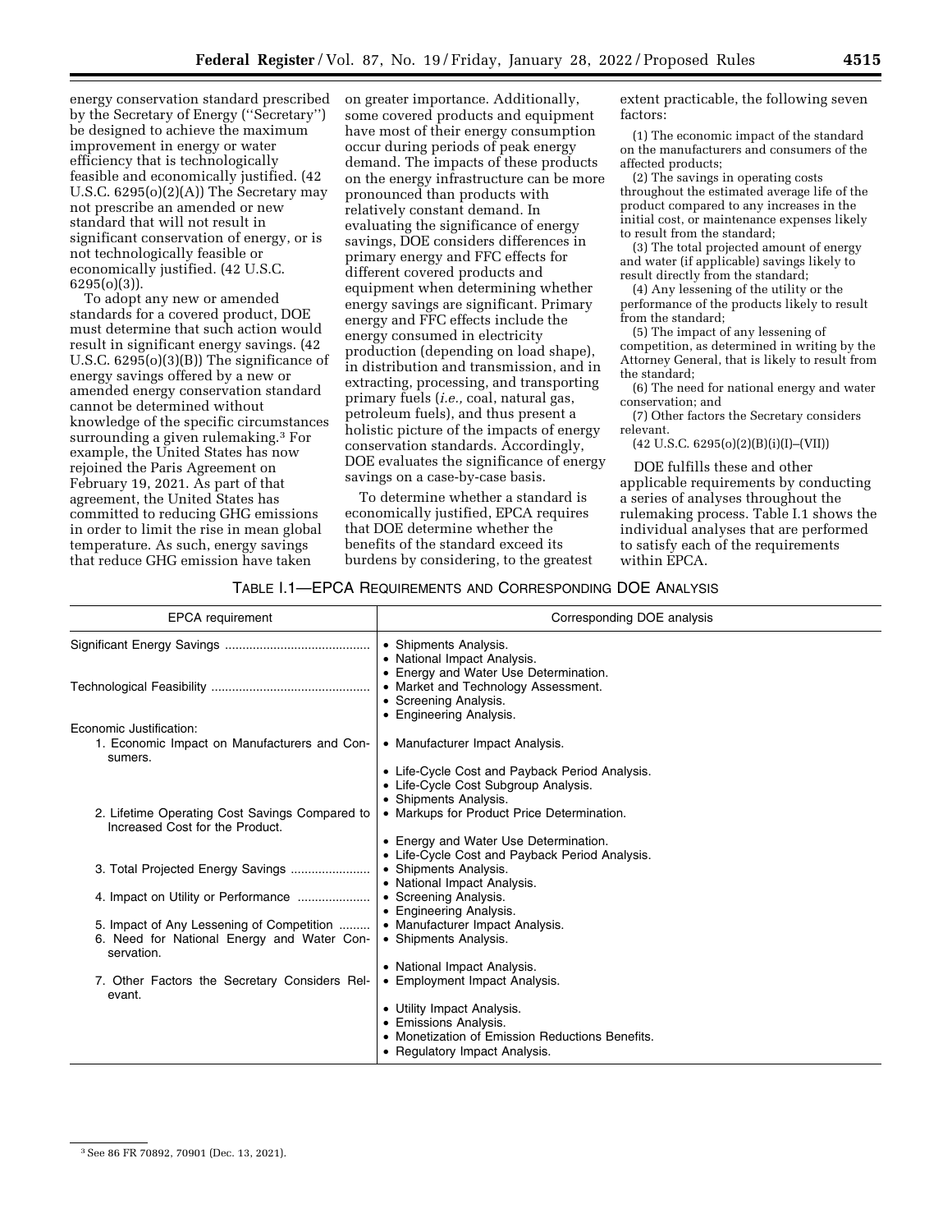energy conservation standard prescribed by the Secretary of Energy (''Secretary'') be designed to achieve the maximum improvement in energy or water efficiency that is technologically feasible and economically justified. (42 U.S.C. 6295(o)(2)(A)) The Secretary may not prescribe an amended or new standard that will not result in significant conservation of energy, or is not technologically feasible or economically justified. (42 U.S.C. 6295(o)(3)).

To adopt any new or amended standards for a covered product, DOE must determine that such action would result in significant energy savings. (42 U.S.C. 6295(o)(3)(B)) The significance of energy savings offered by a new or amended energy conservation standard cannot be determined without knowledge of the specific circumstances surrounding a given rulemaking.[3] For example, the United States has now rejoined the Paris Agreement on February 19, 2021. As part of that agreement, the United States has committed to reducing GHG emissions in order to limit the rise in mean global temperature. As such, energy savings that reduce GHG emission have taken on greater importance. Additionally, some covered products and equipment have most of their energy consumption occur during periods of peak energy demand. The impacts of these products on the energy infrastructure can be more pronounced than products with relatively constant demand. In evaluating the significance of energy savings, DOE considers differences in primary energy and FFC effects for different covered products and equipment when determining whether energy savings are significant. Primary energy and FFC effects include the energy consumed in electricity production (depending on load shape), in distribution and transmission, and in extracting, processing, and transporting primary fuels (*i.e.,* coal, natural gas, petroleum fuels), and thus present a holistic picture of the impacts of energy conservation standards. Accordingly, DOE evaluates the significance of energy savings on a case-by-case basis.

To determine whether a standard is economically justified, EPCA requires that DOE determine whether the benefits of the standard exceed its burdens by considering, to the greatest extent practicable, the following seven factors:

(1) The economic impact of the standard on the manufacturers and consumers of the affected products;

(2) The savings in operating costs throughout the estimated average life of the product compared to any increases in the initial cost, or maintenance expenses likely to result from the standard;

(3) The total projected amount of energy and water (if applicable) savings likely to result directly from the standard;

(4) Any lessening of the utility or the performance of the products likely to result from the standard;

(5) The impact of any lessening of competition, as determined in writing by the Attorney General, that is likely to result from the standard;

(6) The need for national energy and water conservation; and

(7) Other factors the Secretary considers relevant.

(42 U.S.C. 6295(o)(2)(B)(i)(I)–(VII))

DOE fulfills these and other applicable requirements by conducting a series of analyses throughout the rulemaking process. Table I.1 shows the individual analyses that are performed to satisfy each of the requirements within EPCA.

TABLE I.1—EPCA REQUIREMENTS AND CORRESPONDING DOE ANALYSIS

| EPCA requirement | Corresponding DOE analysis |
|---|---|
| Significant Energy Savings | • Shipments Analysis.<br>• National Impact Analysis.<br>• Energy and Water Use Determination. |
| Technological Feasibility | • Market and Technology Assessment.<br>• Screening Analysis.<br>• Engineering Analysis. |
| Economic Justification: | |
| 1. Economic Impact on Manufacturers and Consumers. | • Manufacturer Impact Analysis.<br>• Life-Cycle Cost and Payback Period Analysis.<br>• Life-Cycle Cost Subgroup Analysis.<br>• Shipments Analysis. |
| 2. Lifetime Operating Cost Savings Compared to Increased Cost for the Product. | • Markups for Product Price Determination.<br>• Energy and Water Use Determination.<br>• Life-Cycle Cost and Payback Period Analysis. |
| 3. Total Projected Energy Savings | • Shipments Analysis.<br>• National Impact Analysis. |
| 4. Impact on Utility or Performance | • Screening Analysis.<br>• Engineering Analysis. |
| 5. Impact of Any Lessening of Competition | • Manufacturer Impact Analysis. |
| 6. Need for National Energy and Water Conservation. | • Shipments Analysis.<br>• National Impact Analysis. |
| 7. Other Factors the Secretary Considers Relevant. | • Employment Impact Analysis.<br>• Utility Impact Analysis.<br>• Emissions Analysis.<br>• Monetization of Emission Reductions Benefits.<br>• Regulatory Impact Analysis. |

[3] See 86 FR 70892, 70901 (Dec. 13, 2021).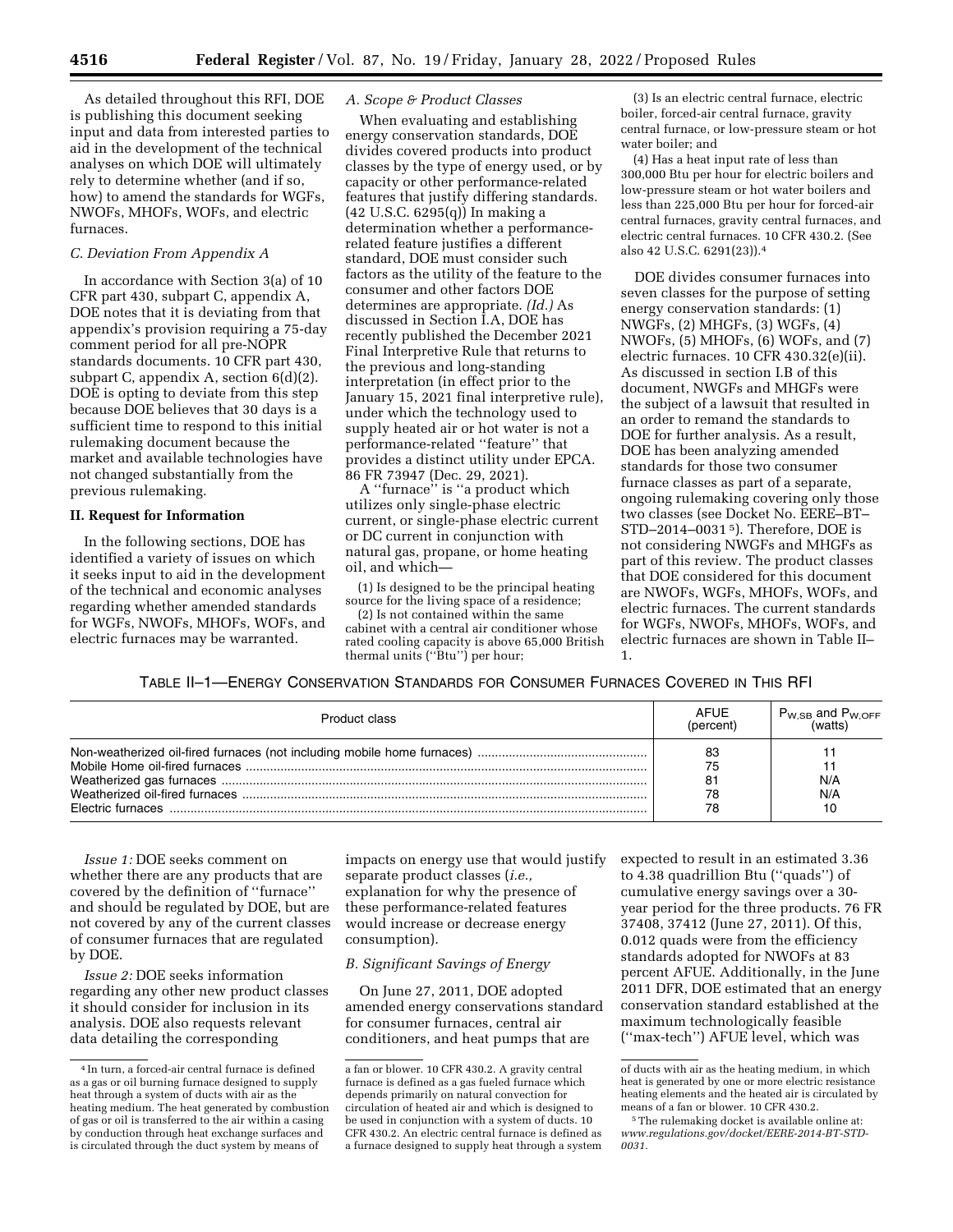As detailed throughout this RFI, DOE is publishing this document seeking input and data from interested parties to aid in the development of the technical analyses on which DOE will ultimately rely to determine whether (and if so, how) to amend the standards for WGFs, NWOFs, MHOFs, WOFs, and electric furnaces.

### C. Deviation From Appendix A

In accordance with Section 3(a) of 10 CFR part 430, subpart C, appendix A, DOE notes that it is deviating from that appendix's provision requiring a 75-day comment period for all pre-NOPR standards documents. 10 CFR part 430, subpart C, appendix A, section 6(d)(2). DOE is opting to deviate from this step because DOE believes that 30 days is a sufficient time to respond to this initial rulemaking document because the market and available technologies have not changed substantially from the previous rulemaking.

## II. Request for Information

In the following sections, DOE has identified a variety of issues on which it seeks input to aid in the development of the technical and economic analyses regarding whether amended standards for WGFs, NWOFs, MHOFs, WOFs, and electric furnaces may be warranted.

### A. Scope & Product Classes

When evaluating and establishing energy conservation standards, DOE divides covered products into product classes by the type of energy used, or by capacity or other performance-related features that justify differing standards. (42 U.S.C. 6295(q)) In making a determination whether a performance-related feature justifies a different standard, DOE must consider such factors as the utility of the feature to the consumer and other factors DOE determines are appropriate. *(Id.)* As discussed in Section I.A, DOE has recently published the December 2021 Final Interpretive Rule that returns to the previous and long-standing interpretation (in effect prior to the January 15, 2021 final interpretive rule), under which the technology used to supply heated air or hot water is not a performance-related "feature" that provides a distinct utility under EPCA. 86 FR 73947 (Dec. 29, 2021).

A "furnace" is "a product which utilizes only single-phase electric current, or single-phase electric current or DC current in conjunction with natural gas, propane, or home heating oil, and which—

(1) Is designed to be the principal heating source for the living space of a residence;

(2) Is not contained within the same cabinet with a central air conditioner whose rated cooling capacity is above 65,000 British thermal units ("Btu") per hour;

(3) Is an electric central furnace, electric boiler, forced-air central furnace, gravity central furnace, or low-pressure steam or hot water boiler; and

(4) Has a heat input rate of less than 300,000 Btu per hour for electric boilers and low-pressure steam or hot water boilers and less than 225,000 Btu per hour for forced-air central furnaces, gravity central furnaces, and electric central furnaces. 10 CFR 430.2. (See also 42 U.S.C. 6291(23)).[4]

DOE divides consumer furnaces into seven classes for the purpose of setting energy conservation standards: (1) NWGFs, (2) MHGFs, (3) WGFs, (4) NWOFs, (5) MHOFs, (6) WOFs, and (7) electric furnaces. 10 CFR 430.32(e)(ii). As discussed in section I.B of this document, NWGFs and MHGFs were the subject of a lawsuit that resulted in an order to remand the standards to DOE for further analysis. As a result, DOE has been analyzing amended standards for those two consumer furnace classes as part of a separate, ongoing rulemaking covering only those two classes (see Docket No. EERE–BT–STD–2014–0031[5]). Therefore, DOE is not considering NWGFs and MHGFs as part of this review. The product classes that DOE considered for this document are NWOFs, WGFs, MHOFs, WOFs, and electric furnaces. The current standards for WGFs, NWOFs, MHOFs, WOFs, and electric furnaces are shown in Table II–1.

TABLE II–1—ENERGY CONSERVATION STANDARDS FOR CONSUMER FURNACES COVERED IN THIS RFI

| Product class | AFUE (percent) | $P_{W,SB}$ and $P_{W,OFF}$ (watts) |
|---|---|---|
| Non-weatherized oil-fired furnaces (not including mobile home furnaces) | 83 | 11 |
| Mobile Home oil-fired furnaces | 75 | 11 |
| Weatherized gas furnaces | 81 | N/A |
| Weatherized oil-fired furnaces | 78 | N/A |
| Electric furnaces | 78 | 10 |

*Issue 1:* DOE seeks comment on whether there are any products that are covered by the definition of "furnace" and should be regulated by DOE, but are not covered by any of the current classes of consumer furnaces that are regulated by DOE.

*Issue 2:* DOE seeks information regarding any other new product classes it should consider for inclusion in its analysis. DOE also requests relevant data detailing the corresponding impacts on energy use that would justify separate product classes (*i.e.,* explanation for why the presence of these performance-related features would increase or decrease energy consumption).

### B. Significant Savings of Energy

On June 27, 2011, DOE adopted amended energy conservations standard for consumer furnaces, central air conditioners, and heat pumps that are expected to result in an estimated 3.36 to 4.38 quadrillion Btu ("quads") of cumulative energy savings over a 30-year period for the three products. 76 FR 37408, 37412 (June 27, 2011). Of this, 0.012 quads were from the efficiency standards adopted for NWOFs at 83 percent AFUE. Additionally, in the June 2011 DFR, DOE estimated that an energy conservation standard established at the maximum technologically feasible ("max-tech") AFUE level, which was

---

[4] In turn, a forced-air central furnace is defined as a gas or oil burning furnace designed to supply heat through a system of ducts with air as the heating medium. The heat generated by combustion of gas or oil is transferred to the air within a casing by conduction through heat exchange surfaces and is circulated through the duct system by means of a fan or blower. 10 CFR 430.2. A gravity central furnace is defined as a gas fueled furnace which depends primarily on natural convection for circulation of heated air and which is designed to be used in conjunction with a system of ducts. 10 CFR 430.2. An electric central furnace is defined as a furnace designed to supply heat through a system of ducts with air as the heating medium, in which heat is generated by one or more electric resistance heating elements and the heated air is circulated by means of a fan or blower. 10 CFR 430.2.

[5] The rulemaking docket is available online at: *www.regulations.gov/docket/EERE-2014-BT-STD-0031.*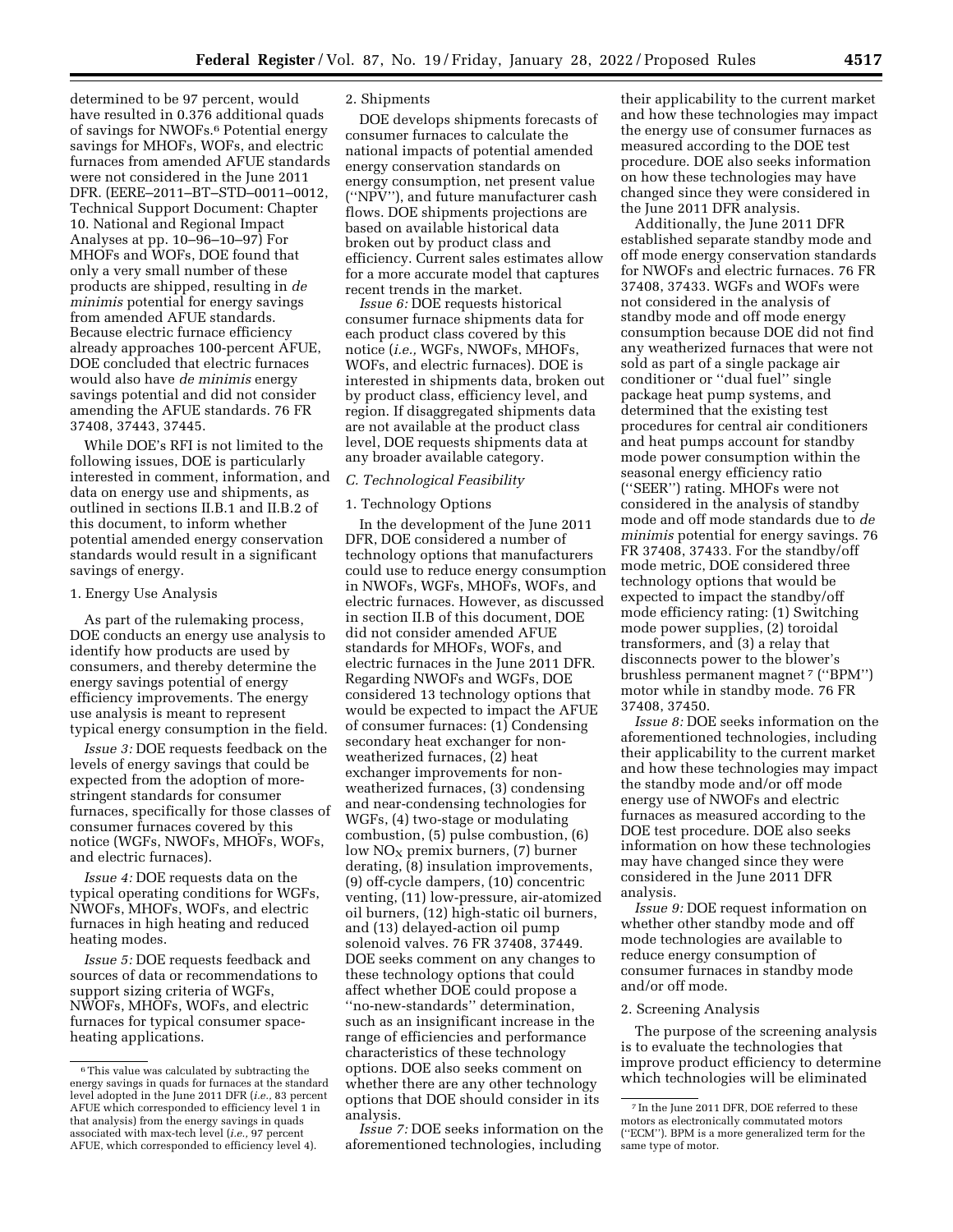determined to be 97 percent, would have resulted in 0.376 additional quads of savings for NWOFs.[6] Potential energy savings for MHOFs, WOFs, and electric furnaces from amended AFUE standards were not considered in the June 2011 DFR. (EERE–2011–BT–STD–0011–0012, Technical Support Document: Chapter 10. National and Regional Impact Analyses at pp. 10–96–10–97) For MHOFs and WOFs, DOE found that only a very small number of these products are shipped, resulting in *de minimis* potential for energy savings from amended AFUE standards. Because electric furnace efficiency already approaches 100-percent AFUE, DOE concluded that electric furnaces would also have *de minimis* energy savings potential and did not consider amending the AFUE standards. 76 FR 37408, 37443, 37445.

While DOE's RFI is not limited to the following issues, DOE is particularly interested in comment, information, and data on energy use and shipments, as outlined in sections II.B.1 and II.B.2 of this document, to inform whether potential amended energy conservation standards would result in a significant savings of energy.

### 1. Energy Use Analysis

As part of the rulemaking process, DOE conducts an energy use analysis to identify how products are used by consumers, and thereby determine the energy savings potential of energy efficiency improvements. The energy use analysis is meant to represent typical energy consumption in the field.

*Issue 3:* DOE requests feedback on the levels of energy savings that could be expected from the adoption of more-stringent standards for consumer furnaces, specifically for those classes of consumer furnaces covered by this notice (WGFs, NWOFs, MHOFs, WOFs, and electric furnaces).

*Issue 4:* DOE requests data on the typical operating conditions for WGFs, NWOFs, MHOFs, WOFs, and electric furnaces in high heating and reduced heating modes.

*Issue 5:* DOE requests feedback and sources of data or recommendations to support sizing criteria of WGFs, NWOFs, MHOFs, WOFs, and electric furnaces for typical consumer space-heating applications.

### 2. Shipments

DOE develops shipments forecasts of consumer furnaces to calculate the national impacts of potential amended energy conservation standards on energy consumption, net present value ("NPV"), and future manufacturer cash flows. DOE shipments projections are based on available historical data broken out by product class and efficiency. Current sales estimates allow for a more accurate model that captures recent trends in the market.

*Issue 6:* DOE requests historical consumer furnace shipments data for each product class covered by this notice (*i.e.,* WGFs, NWOFs, MHOFs, WOFs, and electric furnaces). DOE is interested in shipments data, broken out by product class, efficiency level, and region. If disaggregated shipments data are not available at the product class level, DOE requests shipments data at any broader available category.

## C. Technological Feasibility

### 1. Technology Options

In the development of the June 2011 DFR, DOE considered a number of technology options that manufacturers could use to reduce energy consumption in NWOFs, WGFs, MHOFs, WOFs, and electric furnaces. However, as discussed in section II.B of this document, DOE did not consider amended AFUE standards for MHOFs, WOFs, and electric furnaces in the June 2011 DFR. Regarding NWOFs and WGFs, DOE considered 13 technology options that would be expected to impact the AFUE of consumer furnaces: (1) Condensing secondary heat exchanger for non-weatherized furnaces, (2) heat exchanger improvements for non-weatherized furnaces, (3) condensing and near-condensing technologies for WGFs, (4) two-stage or modulating combustion, (5) pulse combustion, (6) low $NO_X$ premix burners, (7) burner derating, (8) insulation improvements, (9) off-cycle dampers, (10) concentric venting, (11) low-pressure, air-atomized oil burners, (12) high-static oil burners, and (13) delayed-action oil pump solenoid valves. 76 FR 37408, 37449. DOE seeks comment on any changes to these technology options that could affect whether DOE could propose a "no-new-standards" determination, such as an insignificant increase in the range of efficiencies and performance characteristics of these technology options. DOE also seeks comment on whether there are any other technology options that DOE should consider in its analysis.

*Issue 7:* DOE seeks information on the aforementioned technologies, including their applicability to the current market and how these technologies may impact the energy use of consumer furnaces as measured according to the DOE test procedure. DOE also seeks information on how these technologies may have changed since they were considered in the June 2011 DFR analysis.

Additionally, the June 2011 DFR established separate standby mode and off mode energy conservation standards for NWOFs and electric furnaces. 76 FR 37408, 37433. WGFs and WOFs were not considered in the analysis of standby mode and off mode energy consumption because DOE did not find any weatherized furnaces that were not sold as part of a single package air conditioner or "dual fuel" single package heat pump systems, and determined that the existing test procedures for central air conditioners and heat pumps account for standby mode power consumption within the seasonal energy efficiency ratio ("SEER") rating. MHOFs were not considered in the analysis of standby mode and off mode standards due to *de minimis* potential for energy savings. 76 FR 37408, 37433. For the standby/off mode metric, DOE considered three technology options that would be expected to impact the standby/off mode efficiency rating: (1) Switching mode power supplies, (2) toroidal transformers, and (3) a relay that disconnects power to the blower's brushless permanent magnet[7] ("BPM") motor while in standby mode. 76 FR 37408, 37450.

*Issue 8:* DOE seeks information on the aforementioned technologies, including their applicability to the current market and how these technologies may impact the standby mode and/or off mode energy use of NWOFs and electric furnaces as measured according to the DOE test procedure. DOE also seeks information on how these technologies may have changed since they were considered in the June 2011 DFR analysis.

*Issue 9:* DOE request information on whether other standby mode and off mode technologies are available to reduce energy consumption of consumer furnaces in standby mode and/or off mode.

### 2. Screening Analysis

The purpose of the screening analysis is to evaluate the technologies that improve product efficiency to determine which technologies will be eliminated

---

[6] This value was calculated by subtracting the energy savings in quads for furnaces at the standard level adopted in the June 2011 DFR (*i.e.,* 83 percent AFUE which corresponded to efficiency level 1 in that analysis) from the energy savings in quads associated with max-tech level (*i.e.,* 97 percent AFUE, which corresponded to efficiency level 4).

[7] In the June 2011 DFR, DOE referred to these motors as electronically commutated motors ("ECM"). BPM is a more generalized term for the same type of motor.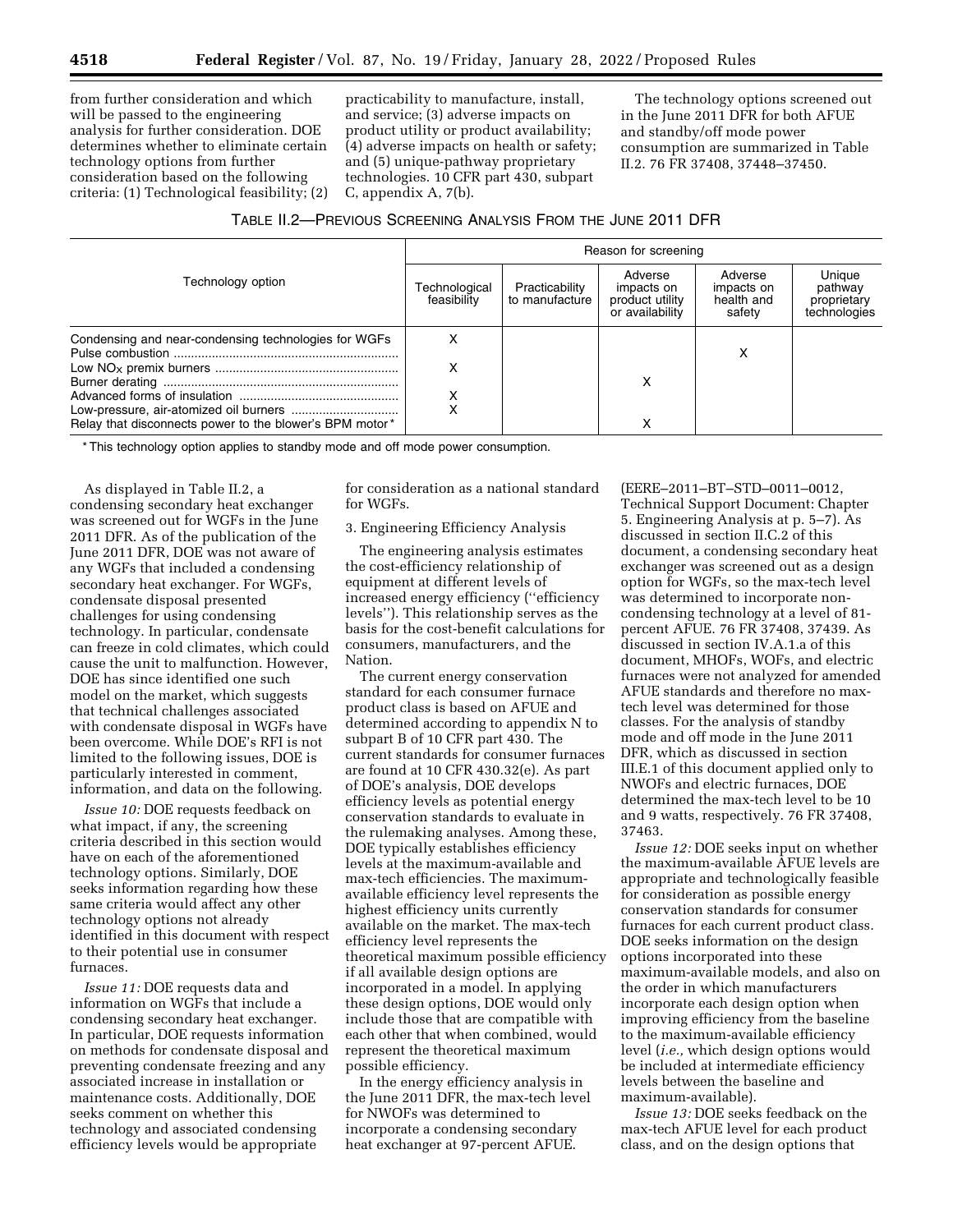from further consideration and which will be passed to the engineering analysis for further consideration. DOE determines whether to eliminate certain technology options from further consideration based on the following criteria: (1) Technological feasibility; (2) practicability to manufacture, install, and service; (3) adverse impacts on product utility or product availability; (4) adverse impacts on health or safety; and (5) unique-pathway proprietary technologies. 10 CFR part 430, subpart C, appendix A, 7(b).

The technology options screened out in the June 2011 DFR for both AFUE and standby/off mode power consumption are summarized in Table II.2. 76 FR 37408, 37448–37450.

TABLE II.2—PREVIOUS SCREENING ANALYSIS FROM THE JUNE 2011 DFR

| Technology option | Reason for screening | | | | |
|---|---|---|---|---|---|
| | Technological feasibility | Practicability to manufacture | Adverse impacts on product utility or availability | Adverse impacts on health and safety | Unique pathway proprietary technologies |
| Condensing and near-condensing technologies for WGFs | X | | | | |
| Pulse combustion | | | | X | |
| Low $NO_X$ premix burners | X | | | | |
| Burner derating | | | X | | |
| Advanced forms of insulation | X | | | | |
| Low-pressure, air-atomized oil burners | X | | | | |
| Relay that disconnects power to the blower's BPM motor* | | | X | | |

\* This technology option applies to standby mode and off mode power consumption.

As displayed in Table II.2, a condensing secondary heat exchanger was screened out for WGFs in the June 2011 DFR. As of the publication of the June 2011 DFR, DOE was not aware of any WGFs that included a condensing secondary heat exchanger. For WGFs, condensate disposal presented challenges for using condensing technology. In particular, condensate can freeze in cold climates, which could cause the unit to malfunction. However, DOE has since identified one such model on the market, which suggests that technical challenges associated with condensate disposal in WGFs have been overcome. While DOE's RFI is not limited to the following issues, DOE is particularly interested in comment, information, and data on the following.

*Issue 10:* DOE requests feedback on what impact, if any, the screening criteria described in this section would have on each of the aforementioned technology options. Similarly, DOE seeks information regarding how these same criteria would affect any other technology options not already identified in this document with respect to their potential use in consumer furnaces.

*Issue 11:* DOE requests data and information on WGFs that include a condensing secondary heat exchanger. In particular, DOE requests information on methods for condensate disposal and preventing condensate freezing and any associated increase in installation or maintenance costs. Additionally, DOE seeks comment on whether this technology and associated condensing efficiency levels would be appropriate for consideration as a national standard for WGFs.

3. Engineering Efficiency Analysis

The engineering analysis estimates the cost-efficiency relationship of equipment at different levels of increased energy efficiency (''efficiency levels''). This relationship serves as the basis for the cost-benefit calculations for consumers, manufacturers, and the Nation.

The current energy conservation standard for each consumer furnace product class is based on AFUE and determined according to appendix N to subpart B of 10 CFR part 430. The current standards for consumer furnaces are found at 10 CFR 430.32(e). As part of DOE's analysis, DOE develops efficiency levels as potential energy conservation standards to evaluate in the rulemaking analyses. Among these, DOE typically establishes efficiency levels at the maximum-available and max-tech efficiencies. The maximum-available efficiency level represents the highest efficiency units currently available on the market. The max-tech efficiency level represents the theoretical maximum possible efficiency if all available design options are incorporated in a model. In applying these design options, DOE would only include those that are compatible with each other that when combined, would represent the theoretical maximum possible efficiency.

In the energy efficiency analysis in the June 2011 DFR, the max-tech level for NWOFs was determined to incorporate a condensing secondary heat exchanger at 97-percent AFUE. (EERE–2011–BT–STD–0011–0012, Technical Support Document: Chapter 5. Engineering Analysis at p. 5–7). As discussed in section II.C.2 of this document, a condensing secondary heat exchanger was screened out as a design option for WGFs, so the max-tech level was determined to incorporate non-condensing technology at a level of 81-percent AFUE. 76 FR 37408, 37439. As discussed in section IV.A.1.a of this document, MHOFs, WOFs, and electric furnaces were not analyzed for amended AFUE standards and therefore no max-tech level was determined for those classes. For the analysis of standby mode and off mode in the June 2011 DFR, which as discussed in section III.E.1 of this document applied only to NWOFs and electric furnaces, DOE determined the max-tech level to be 10 and 9 watts, respectively. 76 FR 37408, 37463.

*Issue 12:* DOE seeks input on whether the maximum-available AFUE levels are appropriate and technologically feasible for consideration as possible energy conservation standards for consumer furnaces for each current product class. DOE seeks information on the design options incorporated into these maximum-available models, and also on the order in which manufacturers incorporate each design option when improving efficiency from the baseline to the maximum-available efficiency level (*i.e.,* which design options would be included at intermediate efficiency levels between the baseline and maximum-available).

*Issue 13:* DOE seeks feedback on the max-tech AFUE level for each product class, and on the design options that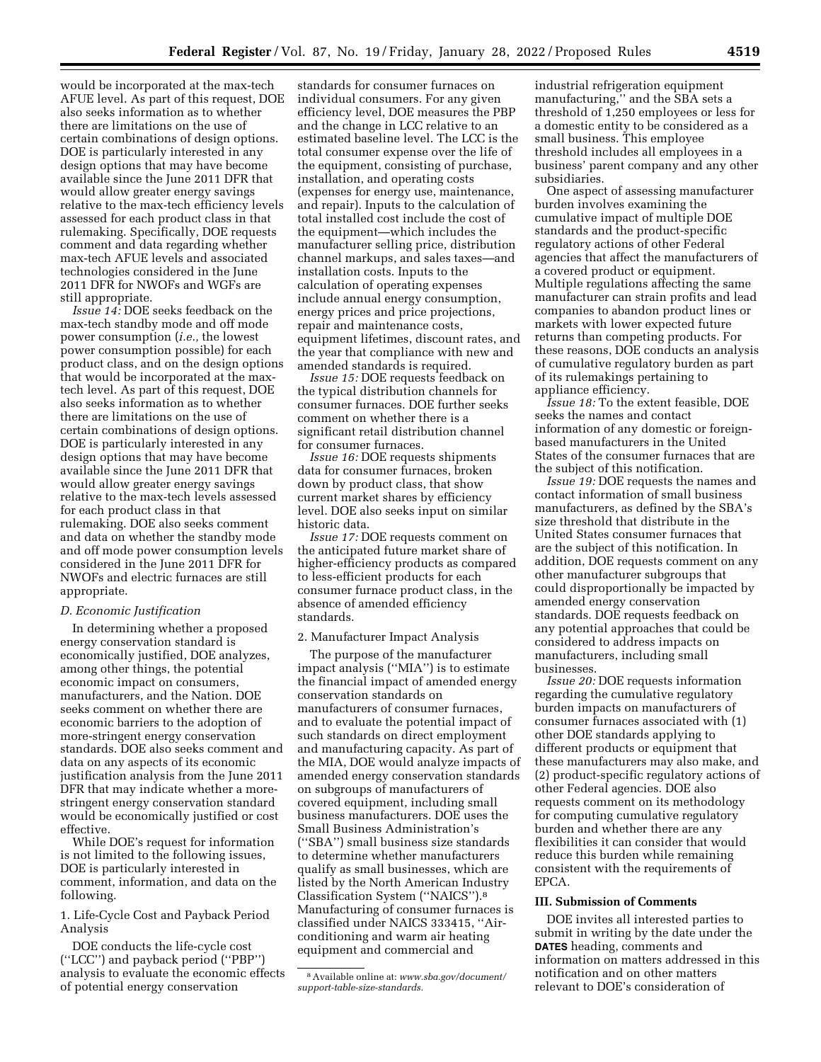would be incorporated at the max-tech AFUE level. As part of this request, DOE also seeks information as to whether there are limitations on the use of certain combinations of design options. DOE is particularly interested in any design options that may have become available since the June 2011 DFR that would allow greater energy savings relative to the max-tech efficiency levels assessed for each product class in that rulemaking. Specifically, DOE requests comment and data regarding whether max-tech AFUE levels and associated technologies considered in the June 2011 DFR for NWOFs and WGFs are still appropriate.

*Issue 14:* DOE seeks feedback on the max-tech standby mode and off mode power consumption (*i.e.,* the lowest power consumption possible) for each product class, and on the design options that would be incorporated at the max-tech level. As part of this request, DOE also seeks information as to whether there are limitations on the use of certain combinations of design options. DOE is particularly interested in any design options that may have become available since the June 2011 DFR that would allow greater energy savings relative to the max-tech levels assessed for each product class in that rulemaking. DOE also seeks comment and data on whether the standby mode and off mode power consumption levels considered in the June 2011 DFR for NWOFs and electric furnaces are still appropriate.

### *D. Economic Justification*

In determining whether a proposed energy conservation standard is economically justified, DOE analyzes, among other things, the potential economic impact on consumers, manufacturers, and the Nation. DOE seeks comment on whether there are economic barriers to the adoption of more-stringent energy conservation standards. DOE also seeks comment and data on any aspects of its economic justification analysis from the June 2011 DFR that may indicate whether a more-stringent energy conservation standard would be economically justified or cost effective.

While DOE's request for information is not limited to the following issues, DOE is particularly interested in comment, information, and data on the following.

#### 1. Life-Cycle Cost and Payback Period Analysis

DOE conducts the life-cycle cost (''LCC'') and payback period (''PBP'') analysis to evaluate the economic effects of potential energy conservation standards for consumer furnaces on individual consumers. For any given efficiency level, DOE measures the PBP and the change in LCC relative to an estimated baseline level. The LCC is the total consumer expense over the life of the equipment, consisting of purchase, installation, and operating costs (expenses for energy use, maintenance, and repair). Inputs to the calculation of total installed cost include the cost of the equipment—which includes the manufacturer selling price, distribution channel markups, and sales taxes—and installation costs. Inputs to the calculation of operating expenses include annual energy consumption, energy prices and price projections, repair and maintenance costs, equipment lifetimes, discount rates, and the year that compliance with new and amended standards is required.

*Issue 15:* DOE requests feedback on the typical distribution channels for consumer furnaces. DOE further seeks comment on whether there is a significant retail distribution channel for consumer furnaces.

*Issue 16:* DOE requests shipments data for consumer furnaces, broken down by product class, that show current market shares by efficiency level. DOE also seeks input on similar historic data.

*Issue 17:* DOE requests comment on the anticipated future market share of higher-efficiency products as compared to less-efficient products for each consumer furnace product class, in the absence of amended efficiency standards.

#### 2. Manufacturer Impact Analysis

The purpose of the manufacturer impact analysis (''MIA'') is to estimate the financial impact of amended energy conservation standards on manufacturers of consumer furnaces, and to evaluate the potential impact of such standards on direct employment and manufacturing capacity. As part of the MIA, DOE would analyze impacts of amended energy conservation standards on subgroups of manufacturers of covered equipment, including small business manufacturers. DOE uses the Small Business Administration's (''SBA'') small business size standards to determine whether manufacturers qualify as small businesses, which are listed by the North American Industry Classification System (''NAICS'').[8] Manufacturing of consumer furnaces is classified under NAICS 333415, ''Air-conditioning and warm air heating equipment and commercial and industrial refrigeration equipment manufacturing,'' and the SBA sets a threshold of 1,250 employees or less for a domestic entity to be considered as a small business. This employee threshold includes all employees in a business' parent company and any other subsidiaries.

One aspect of assessing manufacturer burden involves examining the cumulative impact of multiple DOE standards and the product-specific regulatory actions of other Federal agencies that affect the manufacturers of a covered product or equipment. Multiple regulations affecting the same manufacturer can strain profits and lead companies to abandon product lines or markets with lower expected future returns than competing products. For these reasons, DOE conducts an analysis of cumulative regulatory burden as part of its rulemakings pertaining to appliance efficiency.

*Issue 18:* To the extent feasible, DOE seeks the names and contact information of any domestic or foreign-based manufacturers in the United States of the consumer furnaces that are the subject of this notification.

*Issue 19:* DOE requests the names and contact information of small business manufacturers, as defined by the SBA's size threshold that distribute in the United States consumer furnaces that are the subject of this notification. In addition, DOE requests comment on any other manufacturer subgroups that could disproportionally be impacted by amended energy conservation standards. DOE requests feedback on any potential approaches that could be considered to address impacts on manufacturers, including small businesses.

*Issue 20:* DOE requests information regarding the cumulative regulatory burden impacts on manufacturers of consumer furnaces associated with (1) other DOE standards applying to different products or equipment that these manufacturers may also make, and (2) product-specific regulatory actions of other Federal agencies. DOE also requests comment on its methodology for computing cumulative regulatory burden and whether there are any flexibilities it can consider that would reduce this burden while remaining consistent with the requirements of EPCA.

## III. Submission of Comments

DOE invites all interested parties to submit in writing by the date under the **DATES** heading, comments and information on matters addressed in this notification and on other matters relevant to DOE's consideration of

---

[8] Available online at: *www.sba.gov/document/support-table-size-standards.*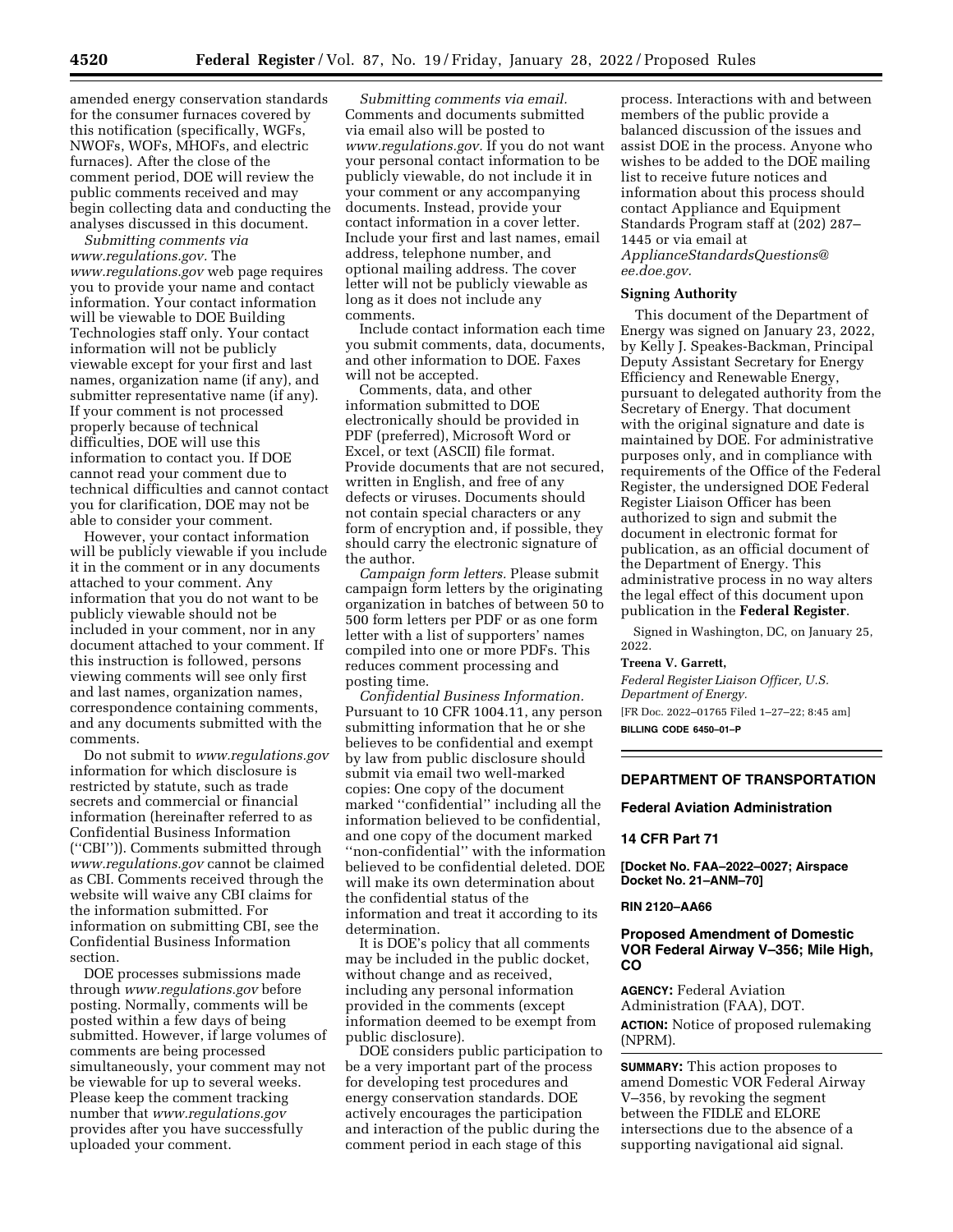amended energy conservation standards for the consumer furnaces covered by this notification (specifically, WGFs, NWOFs, WOFs, MHOFs, and electric furnaces). After the close of the comment period, DOE will review the public comments received and may begin collecting data and conducting the analyses discussed in this document.

*Submitting comments via www.regulations.gov.* The *www.regulations.gov* web page requires you to provide your name and contact information. Your contact information will be viewable to DOE Building Technologies staff only. Your contact information will not be publicly viewable except for your first and last names, organization name (if any), and submitter representative name (if any). If your comment is not processed properly because of technical difficulties, DOE will use this information to contact you. If DOE cannot read your comment due to technical difficulties and cannot contact you for clarification, DOE may not be able to consider your comment.

However, your contact information will be publicly viewable if you include it in the comment or in any documents attached to your comment. Any information that you do not want to be publicly viewable should not be included in your comment, nor in any document attached to your comment. If this instruction is followed, persons viewing comments will see only first and last names, organization names, correspondence containing comments, and any documents submitted with the comments.

Do not submit to *www.regulations.gov* information for which disclosure is restricted by statute, such as trade secrets and commercial or financial information (hereinafter referred to as Confidential Business Information (''CBI'')). Comments submitted through *www.regulations.gov* cannot be claimed as CBI. Comments received through the website will waive any CBI claims for the information submitted. For information on submitting CBI, see the Confidential Business Information section.

DOE processes submissions made through *www.regulations.gov* before posting. Normally, comments will be posted within a few days of being submitted. However, if large volumes of comments are being processed simultaneously, your comment may not be viewable for up to several weeks. Please keep the comment tracking number that *www.regulations.gov* provides after you have successfully uploaded your comment.

*Submitting comments via email.* Comments and documents submitted via email also will be posted to *www.regulations.gov.* If you do not want your personal contact information to be publicly viewable, do not include it in your comment or any accompanying documents. Instead, provide your contact information in a cover letter. Include your first and last names, email address, telephone number, and optional mailing address. The cover letter will not be publicly viewable as long as it does not include any comments.

Include contact information each time you submit comments, data, documents, and other information to DOE. Faxes will not be accepted.

Comments, data, and other information submitted to DOE electronically should be provided in PDF (preferred), Microsoft Word or Excel, or text (ASCII) file format. Provide documents that are not secured, written in English, and free of any defects or viruses. Documents should not contain special characters or any form of encryption and, if possible, they should carry the electronic signature of the author.

*Campaign form letters.* Please submit campaign form letters by the originating organization in batches of between 50 to 500 form letters per PDF or as one form letter with a list of supporters' names compiled into one or more PDFs. This reduces comment processing and posting time.

*Confidential Business Information.* Pursuant to 10 CFR 1004.11, any person submitting information that he or she believes to be confidential and exempt by law from public disclosure should submit via email two well-marked copies: One copy of the document marked ''confidential'' including all the information believed to be confidential, and one copy of the document marked ''non-confidential'' with the information believed to be confidential deleted. DOE will make its own determination about the confidential status of the information and treat it according to its determination.

It is DOE's policy that all comments may be included in the public docket, without change and as received, including any personal information provided in the comments (except information deemed to be exempt from public disclosure).

DOE considers public participation to be a very important part of the process for developing test procedures and energy conservation standards. DOE actively encourages the participation and interaction of the public during the comment period in each stage of this process. Interactions with and between members of the public provide a balanced discussion of the issues and assist DOE in the process. Anyone who wishes to be added to the DOE mailing list to receive future notices and information about this process should contact Appliance and Equipment Standards Program staff at (202) 287–1445 or via email at *ApplianceStandardsQuestions@ee.doe.gov*.

**Signing Authority**

This document of the Department of Energy was signed on January 23, 2022, by Kelly J. Speakes-Backman, Principal Deputy Assistant Secretary for Energy Efficiency and Renewable Energy, pursuant to delegated authority from the Secretary of Energy. That document with the original signature and date is maintained by DOE. For administrative purposes only, and in compliance with requirements of the Office of the Federal Register, the undersigned DOE Federal Register Liaison Officer has been authorized to sign and submit the document in electronic format for publication, as an official document of the Department of Energy. This administrative process in no way alters the legal effect of this document upon publication in the **Federal Register**.

Signed in Washington, DC, on January 25, 2022.

**Treena V. Garrett,**

*Federal Register Liaison Officer, U.S. Department of Energy.*

[FR Doc. 2022–01765 Filed 1–27–22; 8:45 am]

**BILLING CODE 6450–01–P**

## DEPARTMENT OF TRANSPORTATION

### Federal Aviation Administration

### 14 CFR Part 71

**[Docket No. FAA–2022–0027; Airspace Docket No. 21–ANM–70]**

**RIN 2120–AA66**

### Proposed Amendment of Domestic VOR Federal Airway V–356; Mile High, CO

**AGENCY:** Federal Aviation Administration (FAA), DOT.

**ACTION:** Notice of proposed rulemaking (NPRM).

**SUMMARY:** This action proposes to amend Domestic VOR Federal Airway V–356, by revoking the segment between the FIDLE and ELORE intersections due to the absence of a supporting navigational aid signal.